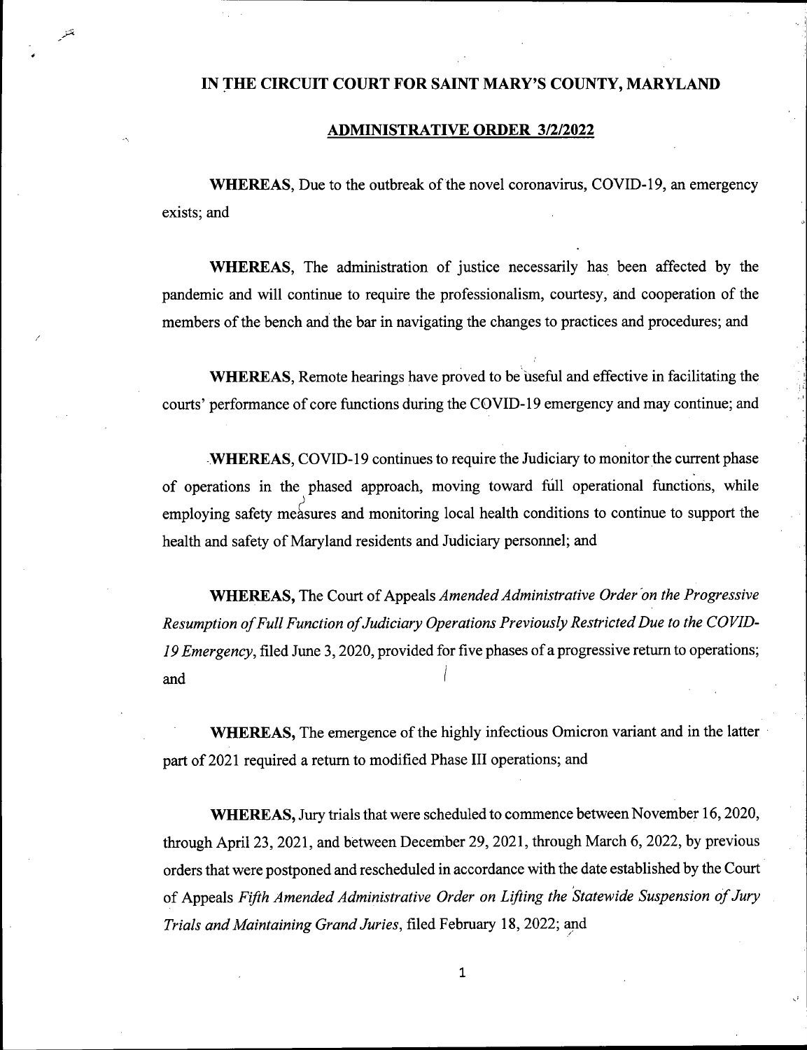# IN THE CIRCUIT COURT FOR SAINT MARY'S COUNTY, MARYLAND

## ADMINISTRATIVE ORDER 3/2/2022

**WHEREAS**, Due to the outbreak of the novel coronavirus, COVID-19, an emergency exists; and

**WHEREAS**, The administration of justice necessarily has been affected by the pandemic and will continue to require the professionalism, courtesy, and cooperation of the members of the bench and the bar in navigating the changes to practices and procedures; and

**WHEREAS**, Remote hearings have proved to be useful and effective in facilitating the courts' performance of core functions during the COVID-19 emergency and may continue; and

**WHEREAS**, COVID-19 continues to require the Judiciary to monitor the current phase of operations in the phased approach, moving toward full operational functions, while employing safety measures and monitoring local health conditions to continue to support the health and safety of Maryland residents and Judiciary personnel; and

**WHEREAS,** The Court of Appeals *Amended Administrative Order on the Progressive Resumption of Full Function of Judiciary Operations Previously Restricted Due to the COVID-19 Emergency*, filed June 3, 2020, provided for five phases of a progressive return to operations; and

**WHEREAS,** The emergence of the highly infectious Omicron variant and in the latter part of 2021 required a return to modified Phase III operations; and

**WHEREAS,** Jury trials that were scheduled to commence between November 16, 2020, through April 23, 2021, and between December 29, 2021, through March 6, 2022, by previous orders that were postponed and rescheduled in accordance with the date established by the Court of Appeals *Fifth Amended Administrative Order on Lifting the Statewide Suspension of Jury Trials and Maintaining Grand Juries*, filed February 18, 2022; and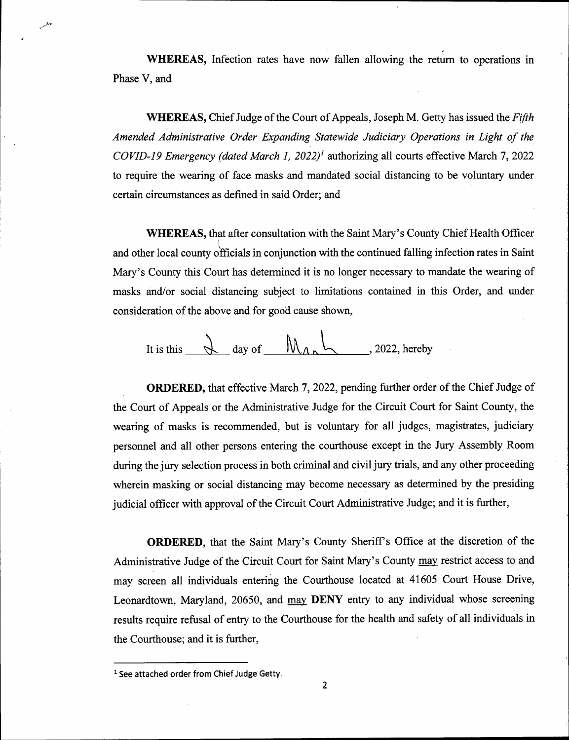**WHEREAS,** Infection rates have now fallen allowing the return to operations in Phase V, and

**WHEREAS,** Chief Judge of the Court of Appeals, Joseph M. Getty has issued the *Fifth Amended Administrative Order Expanding Statewide Judiciary Operations in Light of the COVID-19 Emergency (dated March 1, 2022)*[1] authorizing all courts effective March 7, 2022 to require the wearing of face masks and mandated social distancing to be voluntary under certain circumstances as defined in said Order; and

**WHEREAS,** that after consultation with the Saint Mary's County Chief Health Officer and other local county officials in conjunction with the continued falling infection rates in Saint Mary's County this Court has determined it is no longer necessary to mandate the wearing of masks and/or social distancing subject to limitations contained in this Order, and under consideration of the above and for good cause shown,

It is this 2 day of March, 2022, hereby

**ORDERED,** that effective March 7, 2022, pending further order of the Chief Judge of the Court of Appeals or the Administrative Judge for the Circuit Court for Saint County, the wearing of masks is recommended, but is voluntary for all judges, magistrates, judiciary personnel and all other persons entering the courthouse except in the Jury Assembly Room during the jury selection process in both criminal and civil jury trials, and any other proceeding wherein masking or social distancing may become necessary as determined by the presiding judicial officer with approval of the Circuit Court Administrative Judge; and it is further,

**ORDERED**, that the Saint Mary's County Sheriff's Office at the discretion of the Administrative Judge of the Circuit Court for Saint Mary's County may restrict access to and may screen all individuals entering the Courthouse located at 41605 Court House Drive, Leonardtown, Maryland, 20650, and may **DENY** entry to any individual whose screening results require refusal of entry to the Courthouse for the health and safety of all individuals in the Courthouse; and it is further,

---

[1] See attached order from Chief Judge Getty.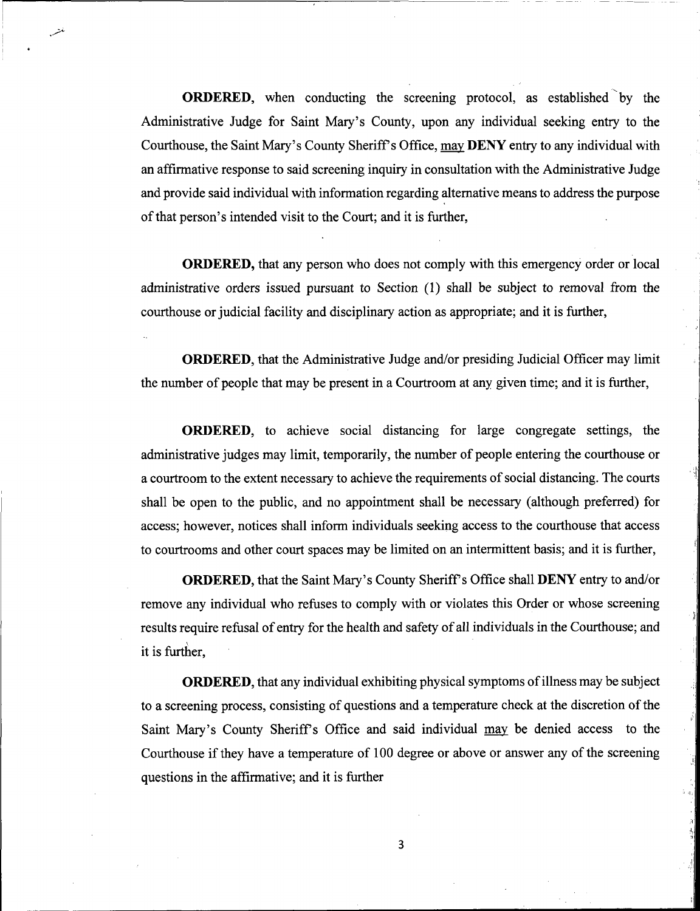**ORDERED**, when conducting the screening protocol, as established by the Administrative Judge for Saint Mary's County, upon any individual seeking entry to the Courthouse, the Saint Mary's County Sheriff's Office, may **DENY** entry to any individual with an affirmative response to said screening inquiry in consultation with the Administrative Judge and provide said individual with information regarding alternative means to address the purpose of that person's intended visit to the Court; and it is further,

**ORDERED,** that any person who does not comply with this emergency order or local administrative orders issued pursuant to Section (1) shall be subject to removal from the courthouse or judicial facility and disciplinary action as appropriate; and it is further,

**ORDERED**, that the Administrative Judge and/or presiding Judicial Officer may limit the number of people that may be present in a Courtroom at any given time; and it is further,

**ORDERED**, to achieve social distancing for large congregate settings, the administrative judges may limit, temporarily, the number of people entering the courthouse or a courtroom to the extent necessary to achieve the requirements of social distancing. The courts shall be open to the public, and no appointment shall be necessary (although preferred) for access; however, notices shall inform individuals seeking access to the courthouse that access to courtrooms and other court spaces may be limited on an intermittent basis; and it is further,

**ORDERED**, that the Saint Mary's County Sheriff's Office shall **DENY** entry to and/or remove any individual who refuses to comply with or violates this Order or whose screening results require refusal of entry for the health and safety of all individuals in the Courthouse; and it is further,

**ORDERED**, that any individual exhibiting physical symptoms of illness may be subject to a screening process, consisting of questions and a temperature check at the discretion of the Saint Mary's County Sheriff's Office and said individual may be denied access to the Courthouse if they have a temperature of 100 degree or above or answer any of the screening questions in the affirmative; and it is further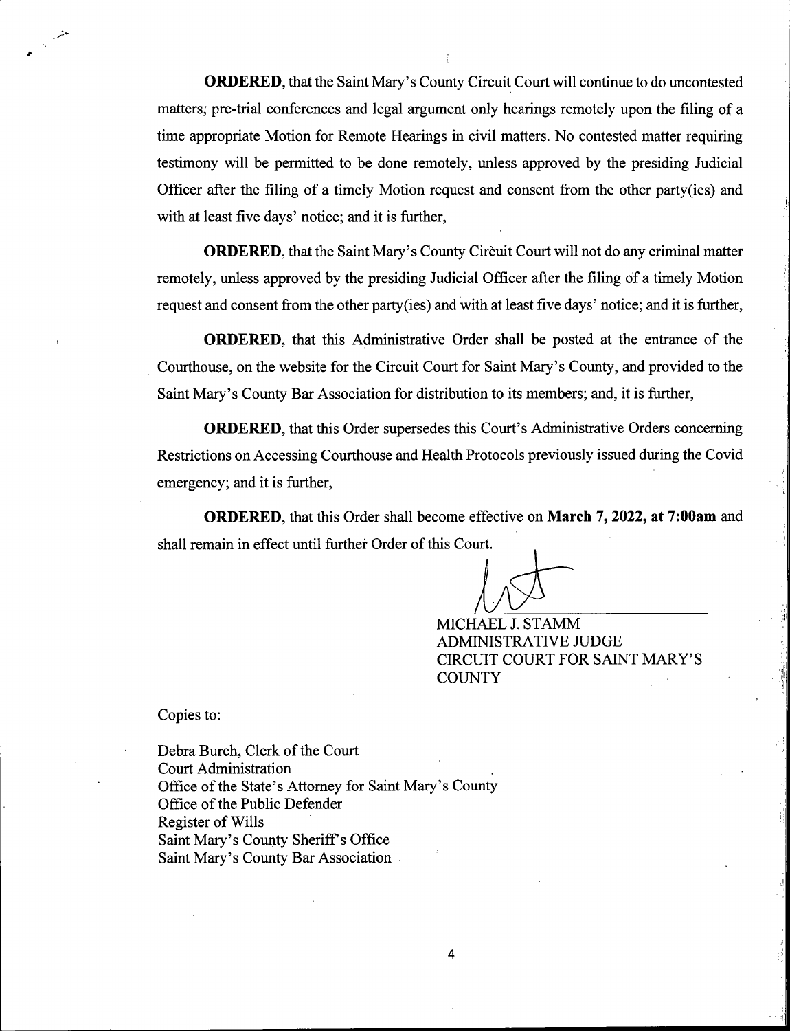**ORDERED**, that the Saint Mary's County Circuit Court will continue to do uncontested matters, pre-trial conferences and legal argument only hearings remotely upon the filing of a time appropriate Motion for Remote Hearings in civil matters. No contested matter requiring testimony will be permitted to be done remotely, unless approved by the presiding Judicial Officer after the filing of a timely Motion request and consent from the other party(ies) and with at least five days' notice; and it is further,

**ORDERED**, that the Saint Mary's County Circuit Court will not do any criminal matter remotely, unless approved by the presiding Judicial Officer after the filing of a timely Motion request and consent from the other party(ies) and with at least five days' notice; and it is further,

**ORDERED**, that this Administrative Order shall be posted at the entrance of the Courthouse, on the website for the Circuit Court for Saint Mary's County, and provided to the Saint Mary's County Bar Association for distribution to its members; and, it is further,

**ORDERED**, that this Order supersedes this Court's Administrative Orders concerning Restrictions on Accessing Courthouse and Health Protocols previously issued during the Covid emergency; and it is further,

**ORDERED**, that this Order shall become effective on **March 7, 2022, at 7:00am** and shall remain in effect until further Order of this Court.

MICHAEL J. STAMM
ADMINISTRATIVE JUDGE
CIRCUIT COURT FOR SAINT MARY'S COUNTY

Copies to:

Debra Burch, Clerk of the Court
Court Administration
Office of the State's Attorney for Saint Mary's County
Office of the Public Defender
Register of Wills
Saint Mary's County Sheriff's Office
Saint Mary's County Bar Association